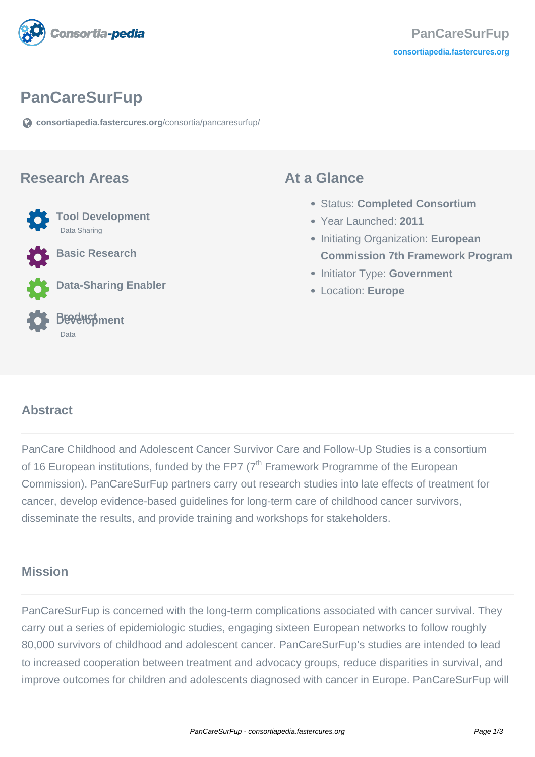# PanCareSurFup

consortiapedia.fastercures.org/consortia/pancaresurfup/

## Research Areas

- **Tool Development**
  - Data Sharing
- **Basic Research**
- **Data-Sharing Enabler**
- **Product Development**
  - Data

## At a Glance

- Status: **Completed Consortium**
- Year Launched: **2011**
- Initiating Organization: **European Commission 7th Framework Program**
- Initiator Type: **Government**
- Location: **Europe**

## Abstract

PanCare Childhood and Adolescent Cancer Survivor Care and Follow-Up Studies is a consortium of 16 European institutions, funded by the FP7 (7th Framework Programme of the European Commission). PanCareSurFup partners carry out research studies into late effects of treatment for cancer, develop evidence-based guidelines for long-term care of childhood cancer survivors, disseminate the results, and provide training and workshops for stakeholders.

## Mission

PanCareSurFup is concerned with the long-term complications associated with cancer survival. They carry out a series of epidemiologic studies, engaging sixteen European networks to follow roughly 80,000 survivors of childhood and adolescent cancer. PanCareSurFup's studies are intended to lead to increased cooperation between treatment and advocacy groups, reduce disparities in survival, and improve outcomes for children and adolescents diagnosed with cancer in Europe. PanCareSurFup will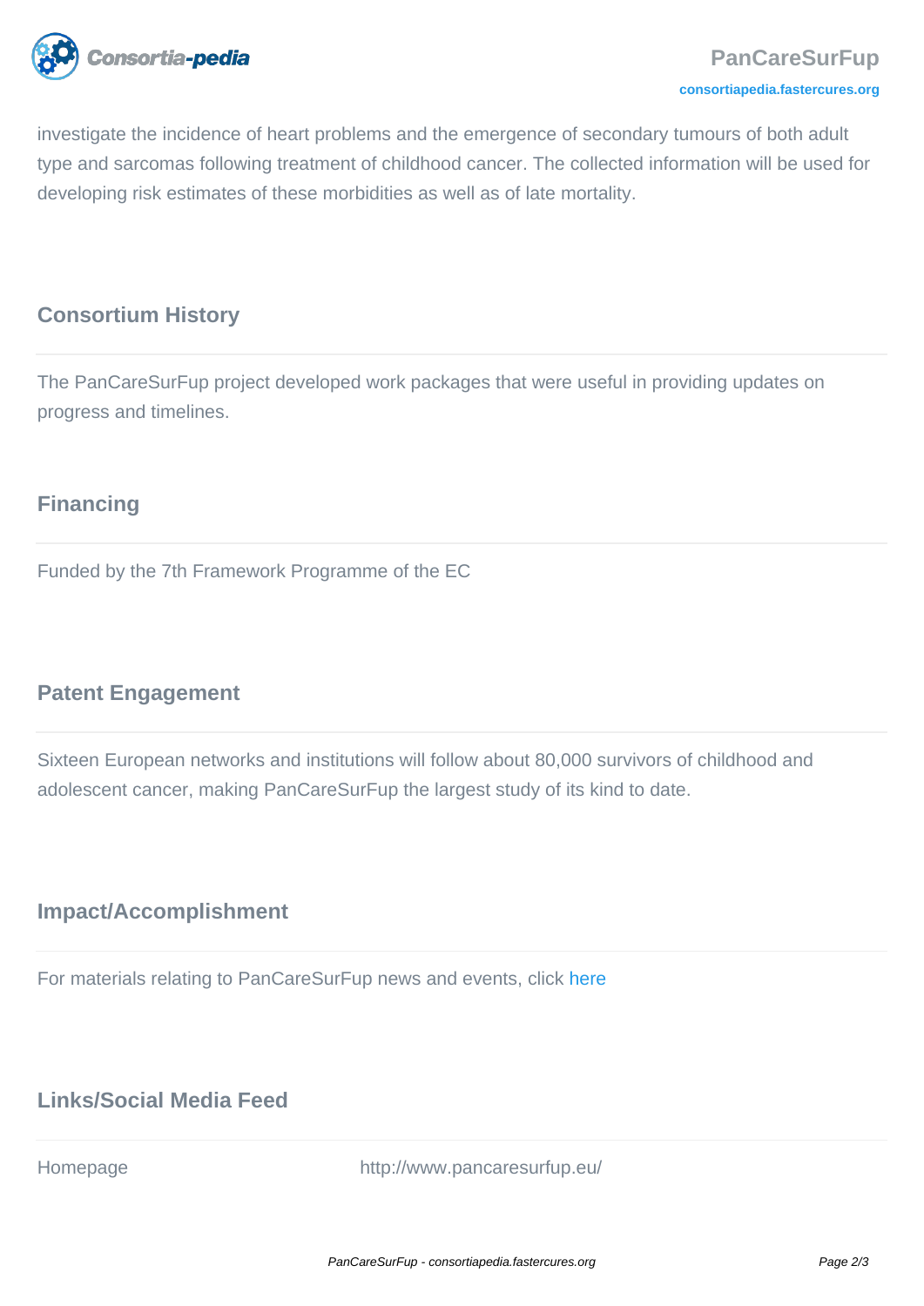investigate the incidence of heart problems and the emergence of secondary tumours of both adult type and sarcomas following treatment of childhood cancer. The collected information will be used for developing risk estimates of these morbidities as well as of late mortality.

## Consortium History

The PanCareSurFup project developed work packages that were useful in providing updates on progress and timelines.

## Financing

Funded by the 7th Framework Programme of the EC

## Patent Engagement

Sixteen European networks and institutions will follow about 80,000 survivors of childhood and adolescent cancer, making PanCareSurFup the largest study of its kind to date.

## Impact/Accomplishment

For materials relating to PanCareSurFup news and events, click here

## Links/Social Media Feed

| Homepage | http://www.pancaresurfup.eu/ |
| --- | --- |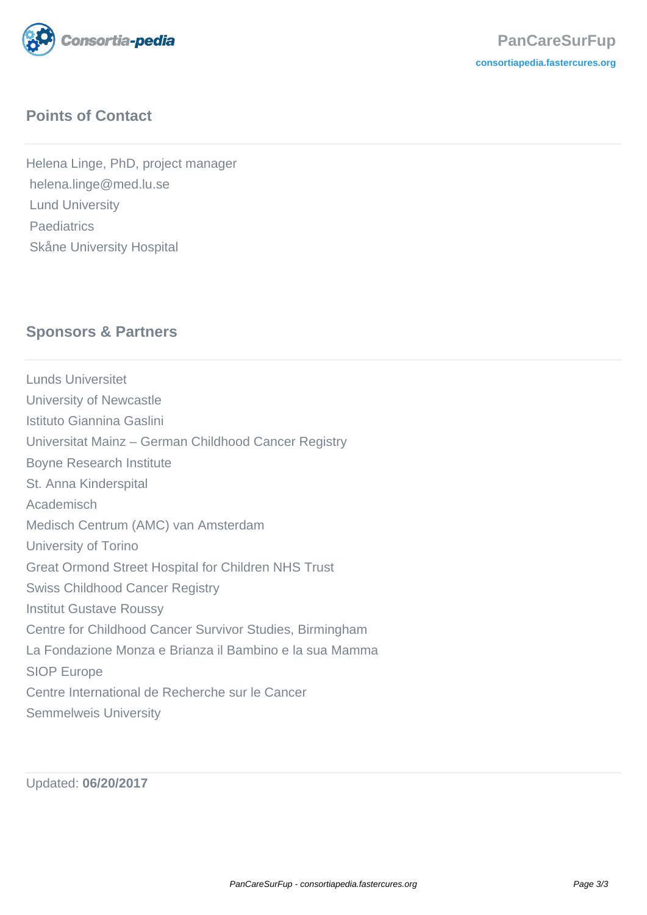## Points of Contact

Helena Linge, PhD, project manager
helena.linge@med.lu.se
Lund University
Paediatrics
Skåne University Hospital

## Sponsors & Partners

Lunds Universitet
University of Newcastle
Istituto Giannina Gaslini
Universitat Mainz – German Childhood Cancer Registry
Boyne Research Institute
St. Anna Kinderspital
Academisch
Medisch Centrum (AMC) van Amsterdam
University of Torino
Great Ormond Street Hospital for Children NHS Trust
Swiss Childhood Cancer Registry
Institut Gustave Roussy
Centre for Childhood Cancer Survivor Studies, Birmingham
La Fondazione Monza e Brianza il Bambino e la sua Mamma
SIOP Europe
Centre International de Recherche sur le Cancer
Semmelweis University

Updated: **06/20/2017**